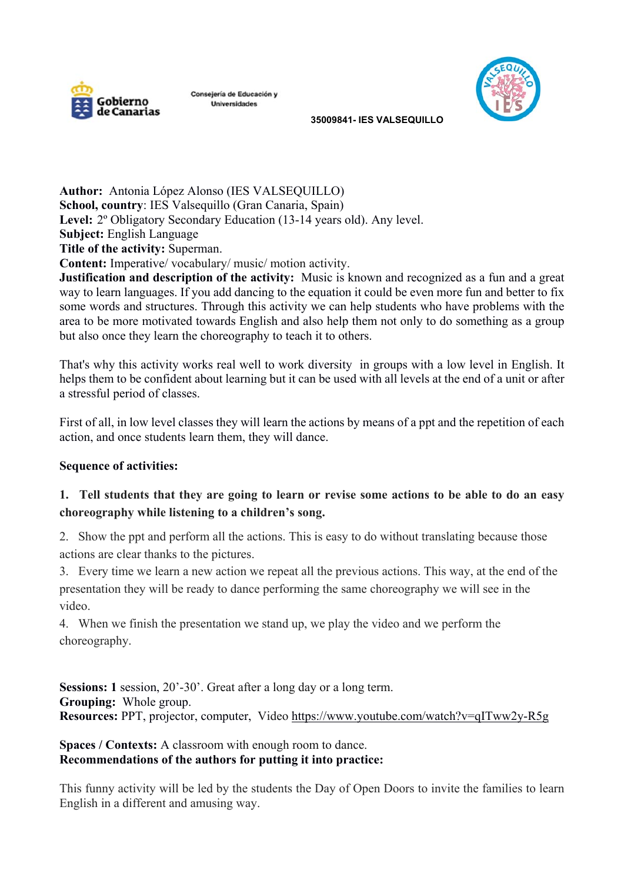Gobierno de Canarias

Consejería de Educación y Universidades

35009841- IES VALSEQUILLO

**Author:** Antonia López Alonso (IES VALSEQUILLO)
**School, country**: IES Valsequillo (Gran Canaria, Spain)
**Level:** 2º Obligatory Secondary Education (13-14 years old). Any level.
**Subject:** English Language
**Title of the activity:** Superman.
**Content:** Imperative/ vocabulary/ music/ motion activity.
**Justification and description of the activity:** Music is known and recognized as a fun and a great way to learn languages. If you add dancing to the equation it could be even more fun and better to fix some words and structures. Through this activity we can help students who have problems with the area to be more motivated towards English and also help them not only to do something as a group but also once they learn the choreography to teach it to others.

That's why this activity works real well to work diversity in groups with a low level in English. It helps them to be confident about learning but it can be used with all levels at the end of a unit or after a stressful period of classes.

First of all, in low level classes they will learn the actions by means of a ppt and the repetition of each action, and once students learn them, they will dance.

**Sequence of activities:**

1. **Tell students that they are going to learn or revise some actions to be able to do an easy choreography while listening to a children's song.**
2. Show the ppt and perform all the actions. This is easy to do without translating because those actions are clear thanks to the pictures.
3. Every time we learn a new action we repeat all the previous actions. This way, at the end of the presentation they will be ready to dance performing the same choreography we will see in the video.
4. When we finish the presentation we stand up, we play the video and we perform the choreography.

**Sessions: 1** session, 20'-30'. Great after a long day or a long term.
**Grouping:** Whole group.
**Resources:** PPT, projector, computer, Video https://www.youtube.com/watch?v=qITww2y-R5g

**Spaces / Contexts:** A classroom with enough room to dance.
**Recommendations of the authors for putting it into practice:**

This funny activity will be led by the students the Day of Open Doors to invite the families to learn English in a different and amusing way.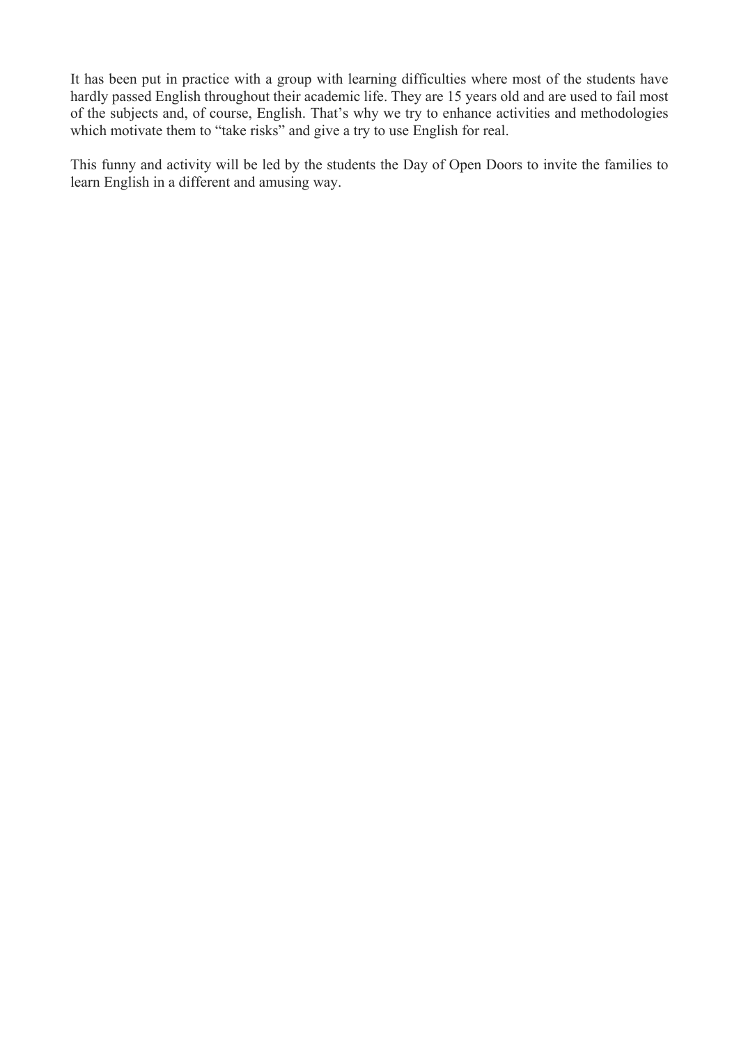It has been put in practice with a group with learning difficulties where most of the students have hardly passed English throughout their academic life. They are 15 years old and are used to fail most of the subjects and, of course, English. That's why we try to enhance activities and methodologies which motivate them to "take risks" and give a try to use English for real.

This funny and activity will be led by the students the Day of Open Doors to invite the families to learn English in a different and amusing way.